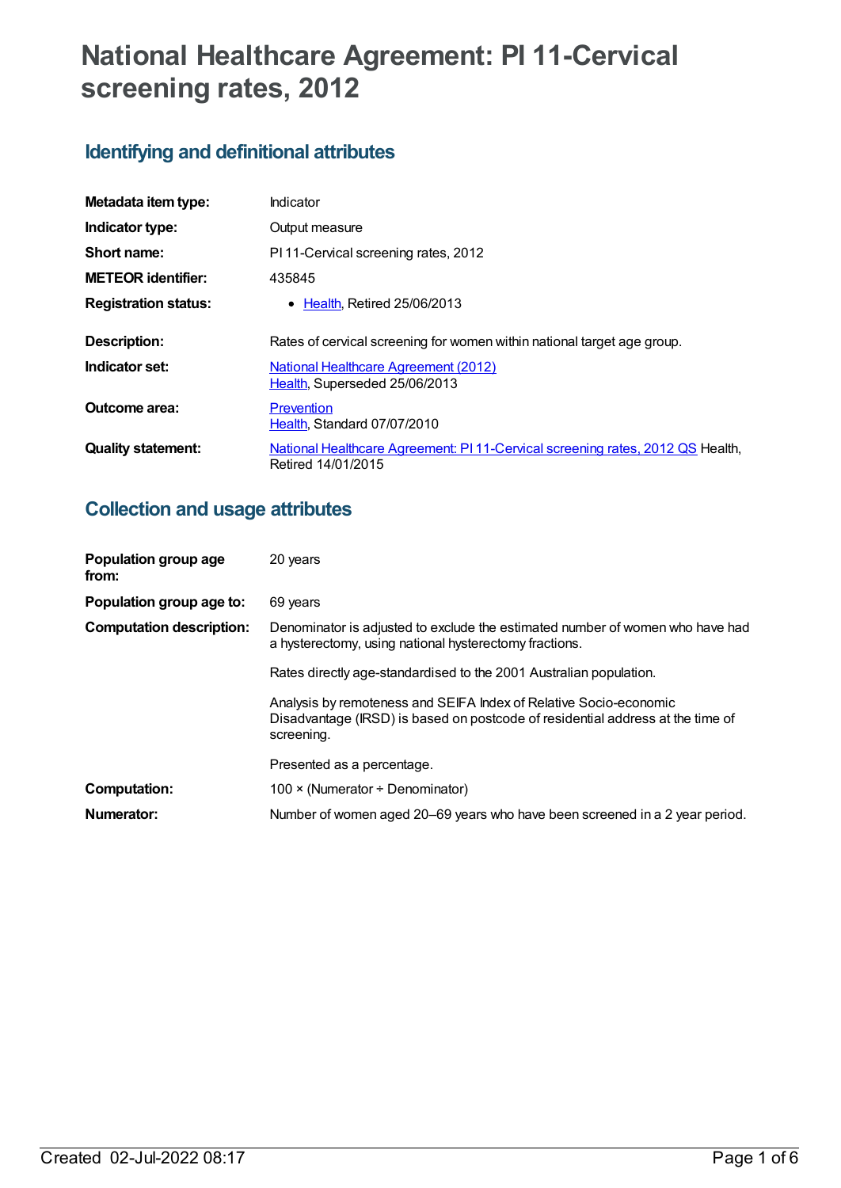# National Healthcare Agreement: PI 11-Cervical screening rates, 2012

## Identifying and definitional attributes

| | |
|---|---|
| **Metadata item type:** | Indicator |
| **Indicator type:** | Output measure |
| **Short name:** | PI 11-Cervical screening rates, 2012 |
| **METEOR identifier:** | 435845 |
| **Registration status:** | • Health, Retired 25/06/2013 |
| **Description:** | Rates of cervical screening for women within national target age group. |
| **Indicator set:** | National Healthcare Agreement (2012)<br>Health, Superseded 25/06/2013 |
| **Outcome area:** | Prevention<br>Health, Standard 07/07/2010 |
| **Quality statement:** | National Healthcare Agreement: PI 11-Cervical screening rates, 2012 QS Health, Retired 14/01/2015 |

## Collection and usage attributes

| | |
|---|---|
| **Population group age from:** | 20 years |
| **Population group age to:** | 69 years |
| **Computation description:** | Denominator is adjusted to exclude the estimated number of women who have had a hysterectomy, using national hysterectomy fractions.<br><br>Rates directly age-standardised to the 2001 Australian population.<br><br>Analysis by remoteness and SEIFA Index of Relative Socio-economic Disadvantage (IRSD) is based on postcode of residential address at the time of screening.<br><br>Presented as a percentage. |
| **Computation:** | 100 × (Numerator ÷ Denominator) |
| **Numerator:** | Number of women aged 20–69 years who have been screened in a 2 year period. |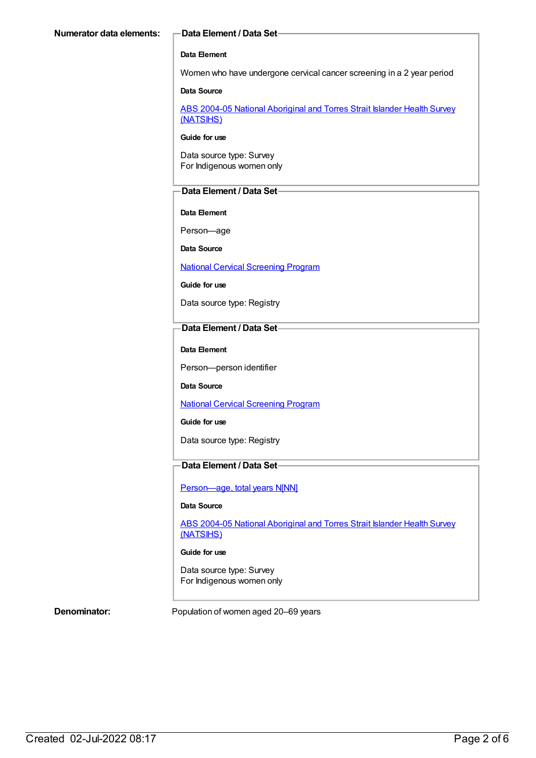**Numerator data elements:**

**Data Element / Data Set**

**Data Element**

Women who have undergone cervical cancer screening in a 2 year period

**Data Source**

[ABS 2004-05 National Aboriginal and Torres Strait Islander Health Survey (NATSIHS)]

**Guide for use**

Data source type: Survey
For Indigenous women only

**Data Element / Data Set**

**Data Element**

Person—age

**Data Source**

[National Cervical Screening Program]

**Guide for use**

Data source type: Registry

**Data Element / Data Set**

**Data Element**

Person—person identifier

**Data Source**

[National Cervical Screening Program]

**Guide for use**

Data source type: Registry

**Data Element / Data Set**

[Person—age, total years N[NN]]

**Data Source**

[ABS 2004-05 National Aboriginal and Torres Strait Islander Health Survey (NATSIHS)]

**Guide for use**

Data source type: Survey
For Indigenous women only

**Denominator:** Population of women aged 20–69 years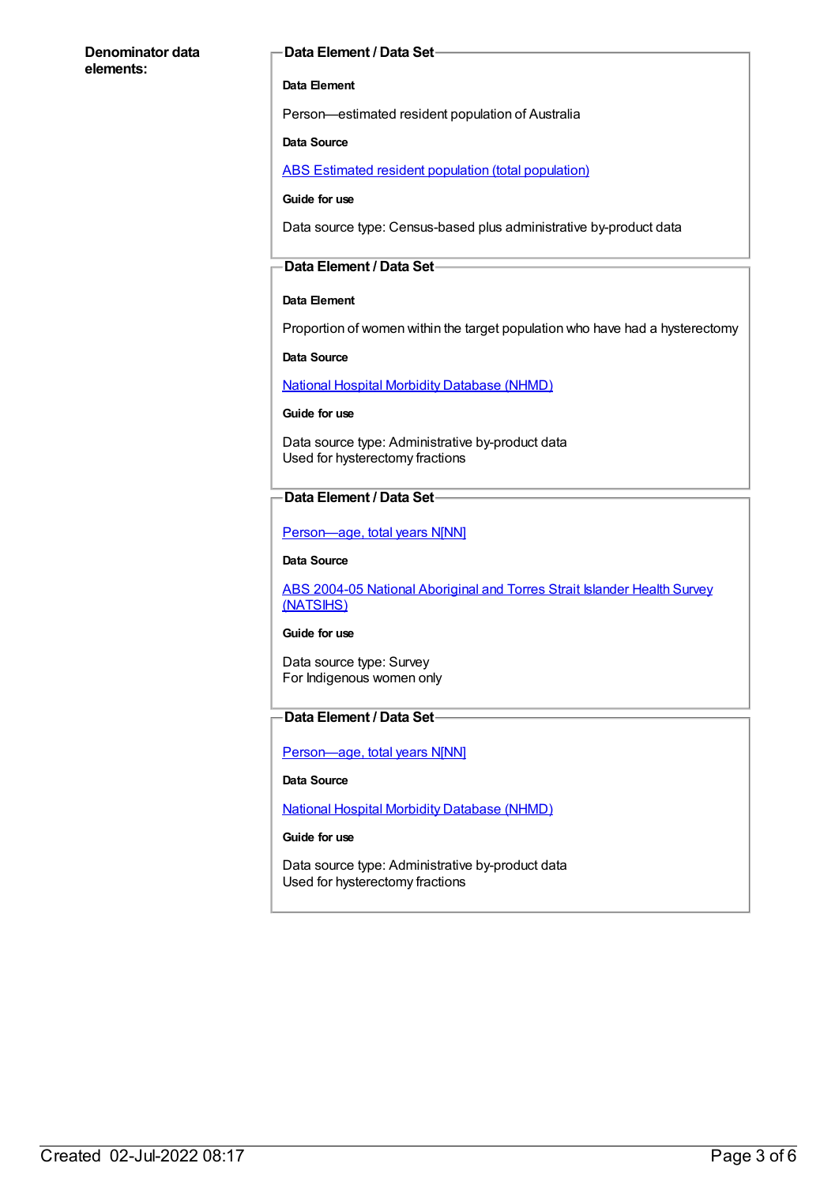**Denominator data elements:**

### Data Element / Data Set

**Data Element**

Person—estimated resident population of Australia

**Data Source**

ABS Estimated resident population (total population)

**Guide for use**

Data source type: Census-based plus administrative by-product data

### Data Element / Data Set

**Data Element**

Proportion of women within the target population who have had a hysterectomy

**Data Source**

National Hospital Morbidity Database (NHMD)

**Guide for use**

Data source type: Administrative by-product data
Used for hysterectomy fractions

### Data Element / Data Set

Person—age, total years N[NN]

**Data Source**

ABS 2004-05 National Aboriginal and Torres Strait Islander Health Survey (NATSIHS)

**Guide for use**

Data source type: Survey
For Indigenous women only

### Data Element / Data Set

Person—age, total years N[NN]

**Data Source**

National Hospital Morbidity Database (NHMD)

**Guide for use**

Data source type: Administrative by-product data
Used for hysterectomy fractions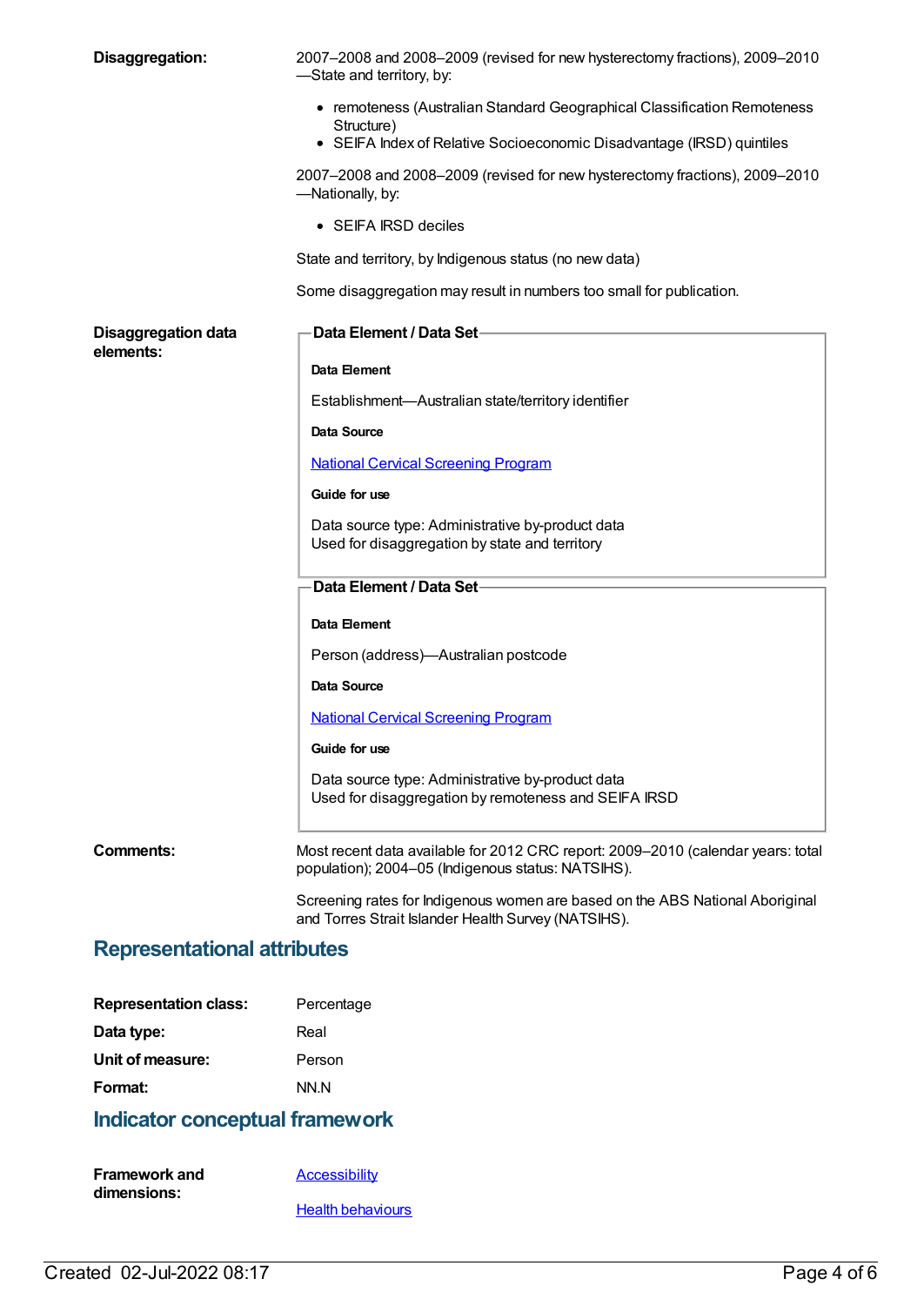**Disaggregation:**

2007–2008 and 2008–2009 (revised for new hysterectomy fractions), 2009–2010—State and territory, by:

- remoteness (Australian Standard Geographical Classification Remoteness Structure)
- SEIFA Index of Relative Socioeconomic Disadvantage (IRSD) quintiles

2007–2008 and 2008–2009 (revised for new hysterectomy fractions), 2009–2010—Nationally, by:

- SEIFA IRSD deciles

State and territory, by Indigenous status (no new data)

Some disaggregation may result in numbers too small for publication.

**Disaggregation data elements:**

**Data Element / Data Set**

**Data Element**

Establishment—Australian state/territory identifier

**Data Source**

National Cervical Screening Program

**Guide for use**

Data source type: Administrative by-product data
Used for disaggregation by state and territory

**Data Element / Data Set**

**Data Element**

Person (address)—Australian postcode

**Data Source**

National Cervical Screening Program

**Guide for use**

Data source type: Administrative by-product data
Used for disaggregation by remoteness and SEIFA IRSD

**Comments:**

Most recent data available for 2012 CRC report: 2009–2010 (calendar years: total population); 2004–05 (Indigenous status: NATSIHS).

Screening rates for Indigenous women are based on the ABS National Aboriginal and Torres Strait Islander Health Survey (NATSIHS).

## Representational attributes

**Representation class:** Percentage

**Data type:** Real

**Unit of measure:** Person

**Format:** NN.N

## Indicator conceptual framework

**Framework and dimensions:**

Accessibility

Health behaviours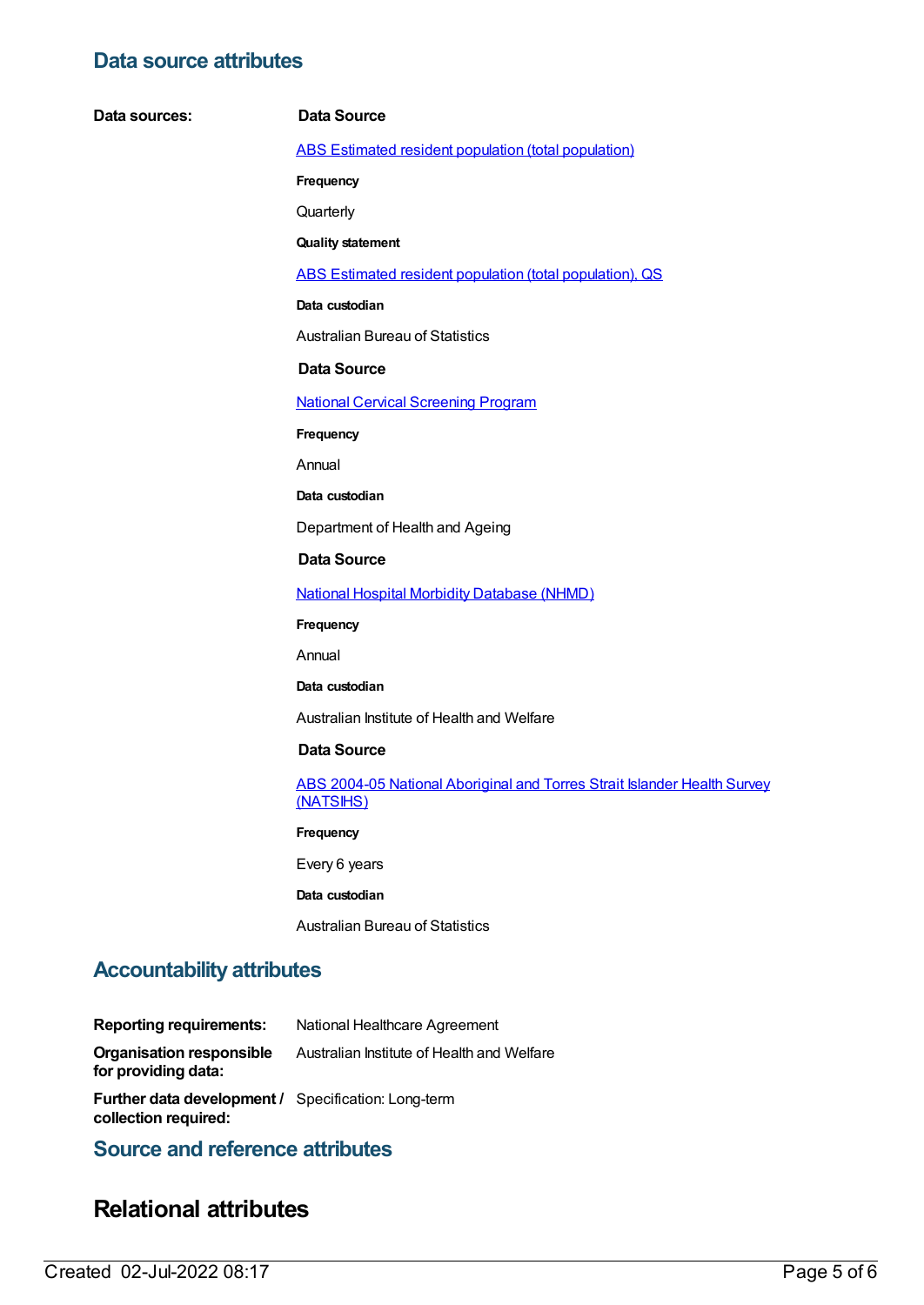## Data source attributes

**Data sources:**

**Data Source**

ABS Estimated resident population (total population)

**Frequency**

Quarterly

**Quality statement**

ABS Estimated resident population (total population), QS

**Data custodian**

Australian Bureau of Statistics

**Data Source**

National Cervical Screening Program

**Frequency**

Annual

**Data custodian**

Department of Health and Ageing

**Data Source**

National Hospital Morbidity Database (NHMD)

**Frequency**

Annual

**Data custodian**

Australian Institute of Health and Welfare

**Data Source**

ABS 2004-05 National Aboriginal and Torres Strait Islander Health Survey (NATSIHS)

**Frequency**

Every 6 years

**Data custodian**

Australian Bureau of Statistics

## Accountability attributes

**Reporting requirements:** National Healthcare Agreement

**Organisation responsible for providing data:** Australian Institute of Health and Welfare

**Further data development / collection required:** Specification: Long-term

## Source and reference attributes

# Relational attributes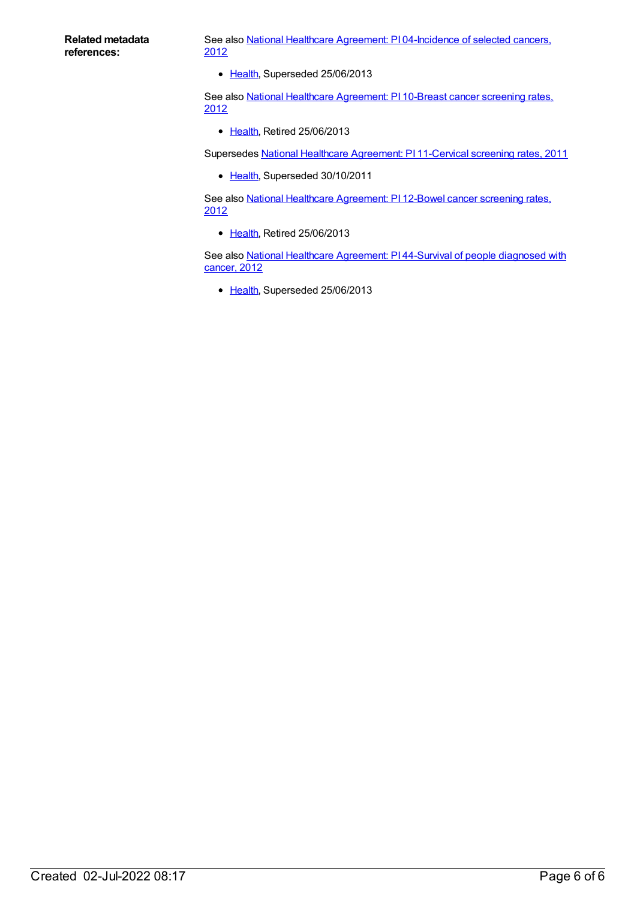**Related metadata references:**

See also National Healthcare Agreement: PI 04-Incidence of selected cancers, 2012

- Health, Superseded 25/06/2013

See also National Healthcare Agreement: PI 10-Breast cancer screening rates, 2012

- Health, Retired 25/06/2013

Supersedes National Healthcare Agreement: PI 11-Cervical screening rates, 2011

- Health, Superseded 30/10/2011

See also National Healthcare Agreement: PI 12-Bowel cancer screening rates, 2012

- Health, Retired 25/06/2013

See also National Healthcare Agreement: PI 44-Survival of people diagnosed with cancer, 2012

- Health, Superseded 25/06/2013